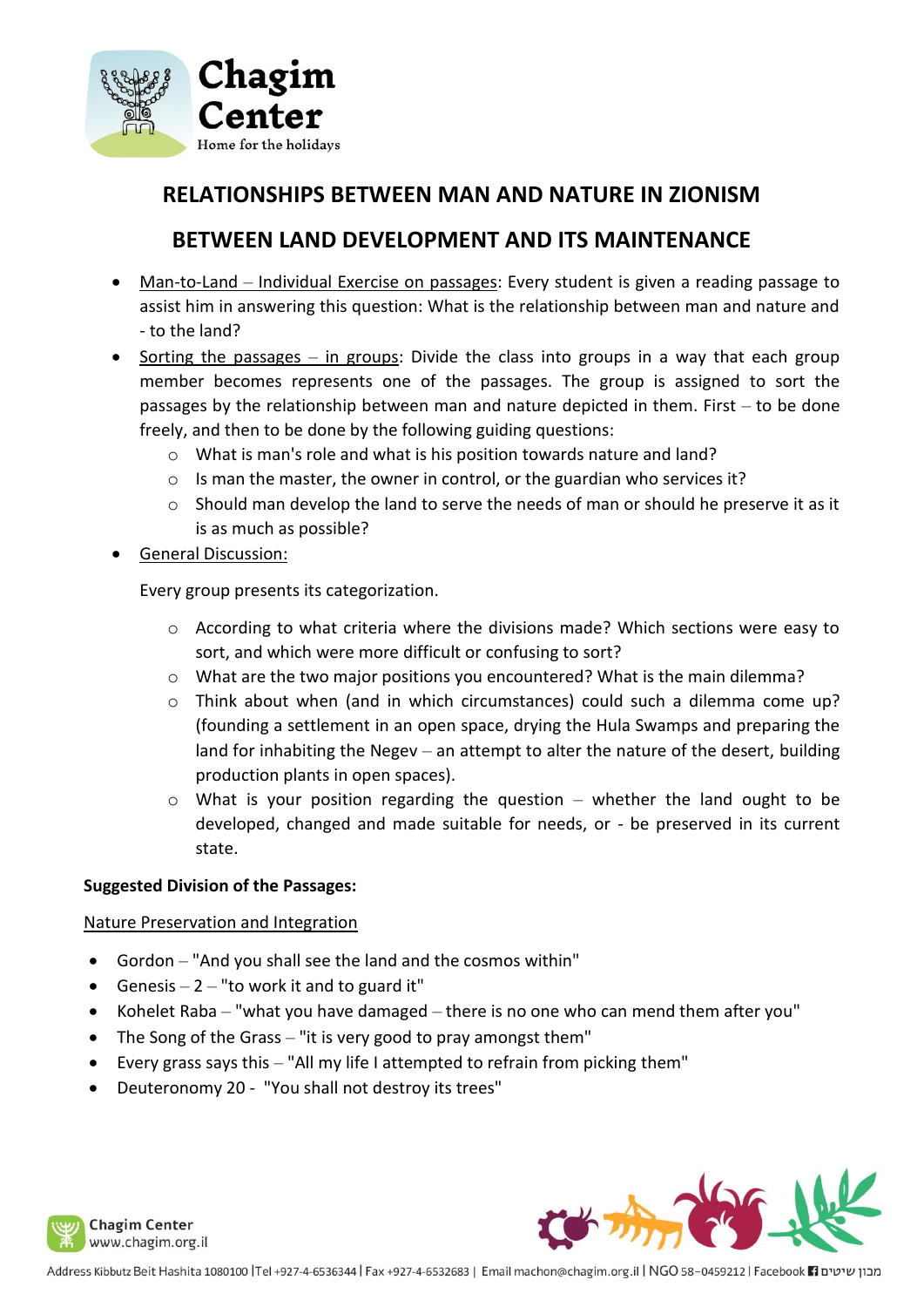# RELATIONSHIPS BETWEEN MAN AND NATURE IN ZIONISM

## BETWEEN LAND DEVELOPMENT AND ITS MAINTENANCE

- Man-to-Land – Individual Exercise on passages: Every student is given a reading passage to assist him in answering this question: What is the relationship between man and nature and - to the land?
- Sorting the passages – in groups: Divide the class into groups in a way that each group member becomes represents one of the passages. The group is assigned to sort the passages by the relationship between man and nature depicted in them. First – to be done freely, and then to be done by the following guiding questions:
  - What is man's role and what is his position towards nature and land?
  - Is man the master, the owner in control, or the guardian who services it?
  - Should man develop the land to serve the needs of man or should he preserve it as it is as much as possible?
- General Discussion:

  Every group presents its categorization.

  - According to what criteria where the divisions made? Which sections were easy to sort, and which were more difficult or confusing to sort?
  - What are the two major positions you encountered? What is the main dilemma?
  - Think about when (and in which circumstances) could such a dilemma come up? (founding a settlement in an open space, drying the Hula Swamps and preparing the land for inhabiting the Negev – an attempt to alter the nature of the desert, building production plants in open spaces).
  - What is your position regarding the question – whether the land ought to be developed, changed and made suitable for needs, or - be preserved in its current state.

**Suggested Division of the Passages:**

Nature Preservation and Integration

- Gordon – "And you shall see the land and the cosmos within"
- Genesis – 2 – "to work it and to guard it"
- Kohelet Raba – "what you have damaged – there is no one who can mend them after you"
- The Song of the Grass – "it is very good to pray amongst them"
- Every grass says this – "All my life I attempted to refrain from picking them"
- Deuteronomy 20 - "You shall not destroy its trees"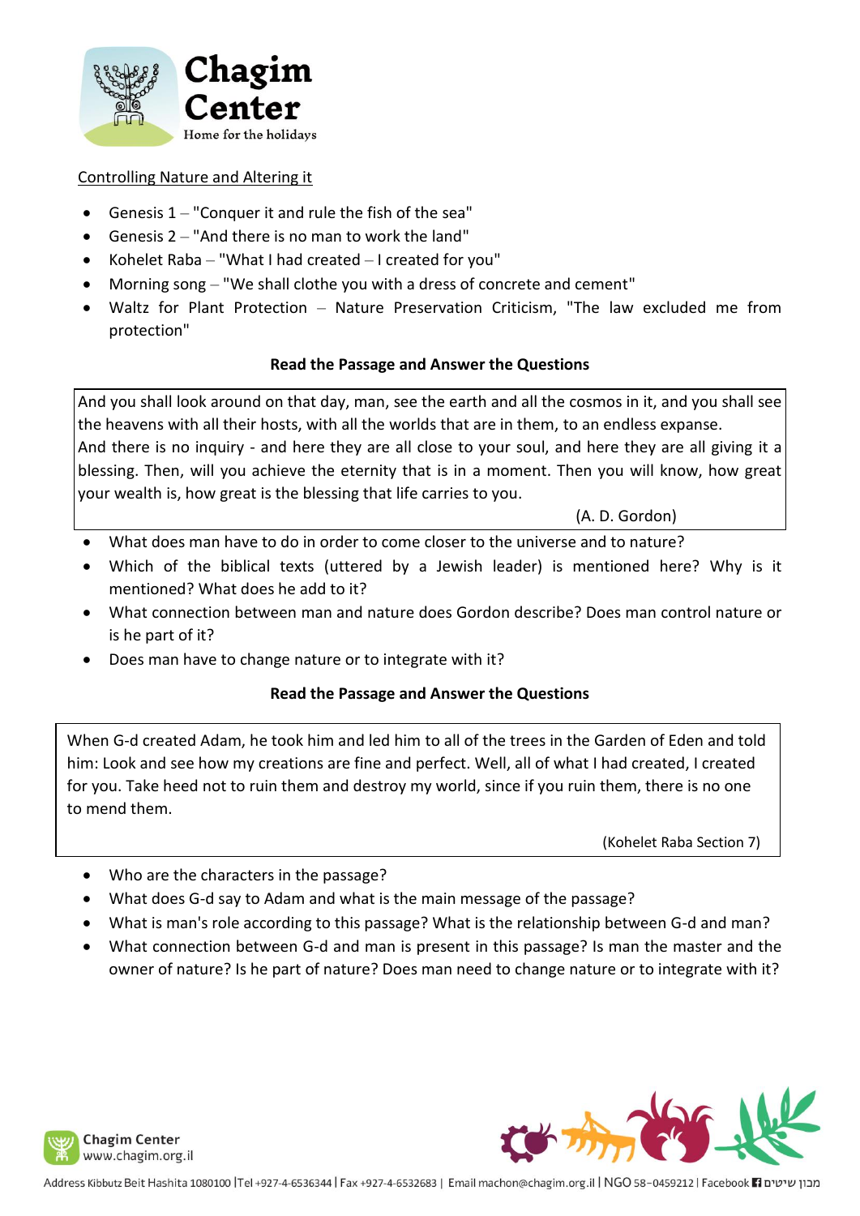Controlling Nature and Altering it

- Genesis 1 – "Conquer it and rule the fish of the sea"
- Genesis 2 – "And there is no man to work the land"
- Kohelet Raba – "What I had created – I created for you"
- Morning song – "We shall clothe you with a dress of concrete and cement"
- Waltz for Plant Protection – Nature Preservation Criticism, "The law excluded me from protection"

**Read the Passage and Answer the Questions**

> And you shall look around on that day, man, see the earth and all the cosmos in it, and you shall see the heavens with all their hosts, with all the worlds that are in them, to an endless expanse.
> And there is no inquiry - and here they are all close to your soul, and here they are all giving it a blessing. Then, will you achieve the eternity that is in a moment. Then you will know, how great your wealth is, how great is the blessing that life carries to you.
>
> (A. D. Gordon)

- What does man have to do in order to come closer to the universe and to nature?
- Which of the biblical texts (uttered by a Jewish leader) is mentioned here? Why is it mentioned? What does he add to it?
- What connection between man and nature does Gordon describe? Does man control nature or is he part of it?
- Does man have to change nature or to integrate with it?

**Read the Passage and Answer the Questions**

> When G-d created Adam, he took him and led him to all of the trees in the Garden of Eden and told him: Look and see how my creations are fine and perfect. Well, all of what I had created, I created for you. Take heed not to ruin them and destroy my world, since if you ruin them, there is no one to mend them.
>
> (Kohelet Raba Section 7)

- Who are the characters in the passage?
- What does G-d say to Adam and what is the main message of the passage?
- What is man's role according to this passage? What is the relationship between G-d and man?
- What connection between G-d and man is present in this passage? Is man the master and the owner of nature? Is he part of nature? Does man need to change nature or to integrate with it?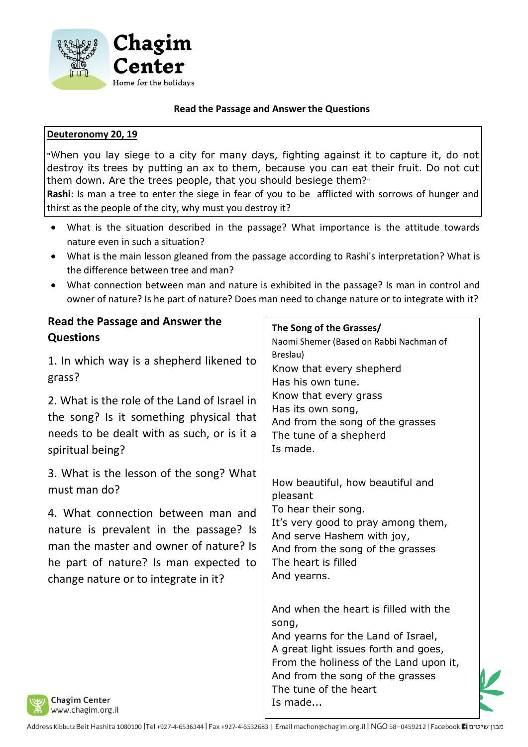### Read the Passage and Answer the Questions

**Deuteronomy 20, 19**

"When you lay siege to a city for many days, fighting against it to capture it, do not destroy its trees by putting an ax to them, because you can eat their fruit. Do not cut them down. Are the trees people, that you should besiege them?"

**Rashi**: Is man a tree to enter the siege in fear of you to be afflicted with sorrows of hunger and thirst as the people of the city, why must you destroy it?

- What is the situation described in the passage? What importance is the attitude towards nature even in such a situation?
- What is the main lesson gleaned from the passage according to Rashi's interpretation? What is the difference between tree and man?
- What connection between man and nature is exhibited in the passage? Is man in control and owner of nature? Is he part of nature? Does man need to change nature or to integrate with it?

### Read the Passage and Answer the Questions

1. In which way is a shepherd likened to grass?
2. What is the role of the Land of Israel in the song? Is it something physical that needs to be dealt with as such, or is it a spiritual being?
3. What is the lesson of the song? What must man do?
4. What connection between man and nature is prevalent in the passage? Is man the master and owner of nature? Is he part of nature? Is man expected to change nature or to integrate in it?

**The Song of the Grasses/**

Naomi Shemer (Based on Rabbi Nachman of Breslau)

Know that every shepherd
Has his own tune.
Know that every grass
Has its own song,
And from the song of the grasses
The tune of a shepherd
Is made.

How beautiful, how beautiful and pleasant
To hear their song.
It's very good to pray among them,
And serve Hashem with joy,
And from the song of the grasses
The heart is filled
And yearns.

And when the heart is filled with the song,
And yearns for the Land of Israel,
A great light issues forth and goes,
From the holiness of the Land upon it,
And from the song of the grasses
The tune of the heart
Is made...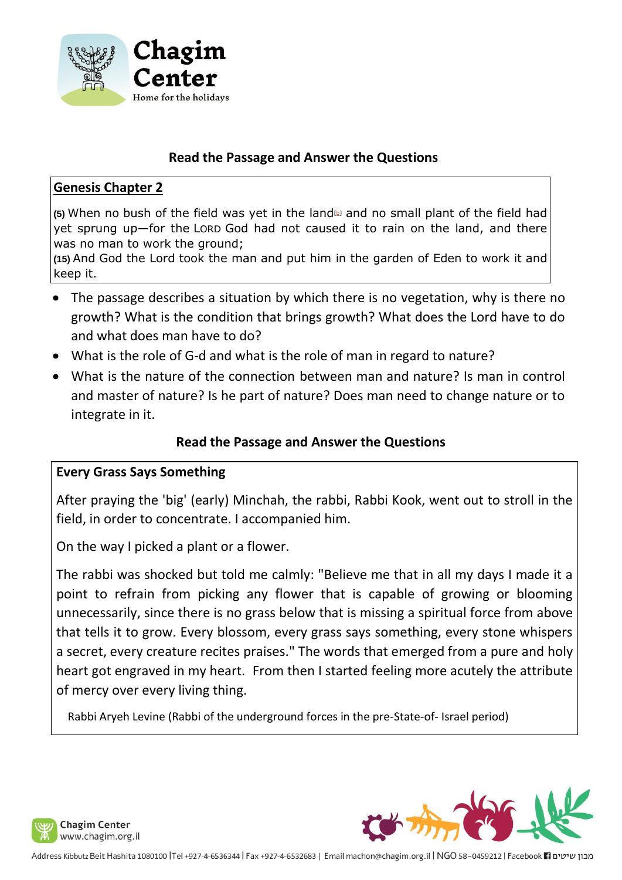### Read the Passage and Answer the Questions

**Genesis Chapter 2**

**(5)** When no bush of the field was yet in the land[b] and no small plant of the field had yet sprung up—for the LORD God had not caused it to rain on the land, and there was no man to work the ground;
**(15)** And God the Lord took the man and put him in the garden of Eden to work it and keep it.

- The passage describes a situation by which there is no vegetation, why is there no growth? What is the condition that brings growth? What does the Lord have to do and what does man have to do?
- What is the role of G-d and what is the role of man in regard to nature?
- What is the nature of the connection between man and nature? Is man in control and master of nature? Is he part of nature? Does man need to change nature or to integrate in it.

### Read the Passage and Answer the Questions

**Every Grass Says Something**

After praying the 'big' (early) Minchah, the rabbi, Rabbi Kook, went out to stroll in the field, in order to concentrate. I accompanied him.

On the way I picked a plant or a flower.

The rabbi was shocked but told me calmly: "Believe me that in all my days I made it a point to refrain from picking any flower that is capable of growing or blooming unnecessarily, since there is no grass below that is missing a spiritual force from above that tells it to grow. Every blossom, every grass says something, every stone whispers a secret, every creature recites praises." The words that emerged from a pure and holy heart got engraved in my heart. From then I started feeling more acutely the attribute of mercy over every living thing.

Rabbi Aryeh Levine (Rabbi of the underground forces in the pre-State-of- Israel period)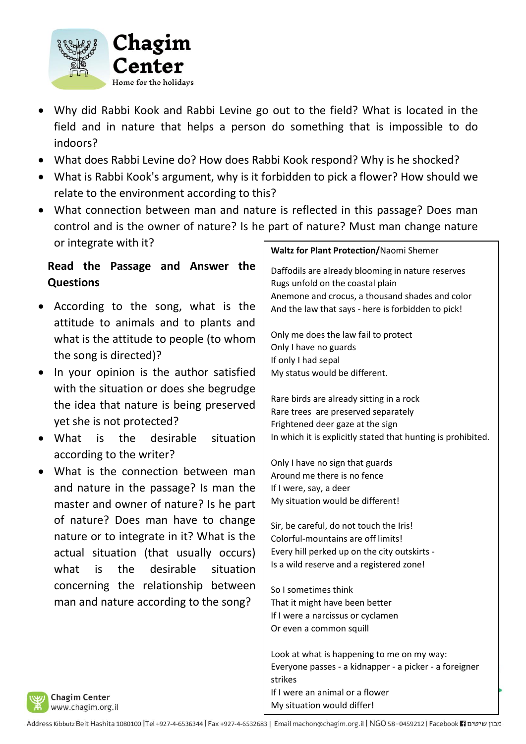- Why did Rabbi Kook and Rabbi Levine go out to the field? What is located in the field and in nature that helps a person do something that is impossible to do indoors?
- What does Rabbi Levine do? How does Rabbi Kook respond? Why is he shocked?
- What is Rabbi Kook's argument, why is it forbidden to pick a flower? How should we relate to the environment according to this?
- What connection between man and nature is reflected in this passage? Does man control and is the owner of nature? Is he part of nature? Must man change nature or integrate with it?

**Read the Passage and Answer the Questions**

- According to the song, what is the attitude to animals and to plants and what is the attitude to people (to whom the song is directed)?
- In your opinion is the author satisfied with the situation or does she begrudge the idea that nature is being preserved yet she is not protected?
- What is the desirable situation according to the writer?
- What is the connection between man and nature in the passage? Is man the master and owner of nature? Is he part of nature? Does man have to change nature or to integrate in it? What is the actual situation (that usually occurs) what is the desirable situation concerning the relationship between man and nature according to the song?

**Waltz for Plant Protection/**Naomi Shemer

Daffodils are already blooming in nature reserves
Rugs unfold on the coastal plain
Anemone and crocus, a thousand shades and color
And the law that says - here is forbidden to pick!

Only me does the law fail to protect
Only I have no guards
If only I had sepal
My status would be different.

Rare birds are already sitting in a rock
Rare trees are preserved separately
Frightened deer gaze at the sign
In which it is explicitly stated that hunting is prohibited.

Only I have no sign that guards
Around me there is no fence
If I were, say, a deer
My situation would be different!

Sir, be careful, do not touch the Iris!
Colorful-mountains are off limits!
Every hill perked up on the city outskirts -
Is a wild reserve and a registered zone!

So I sometimes think
That it might have been better
If I were a narcissus or cyclamen
Or even a common squill

Look at what is happening to me on my way:
Everyone passes - a kidnapper - a picker - a foreigner strikes
If I were an animal or a flower
My situation would differ!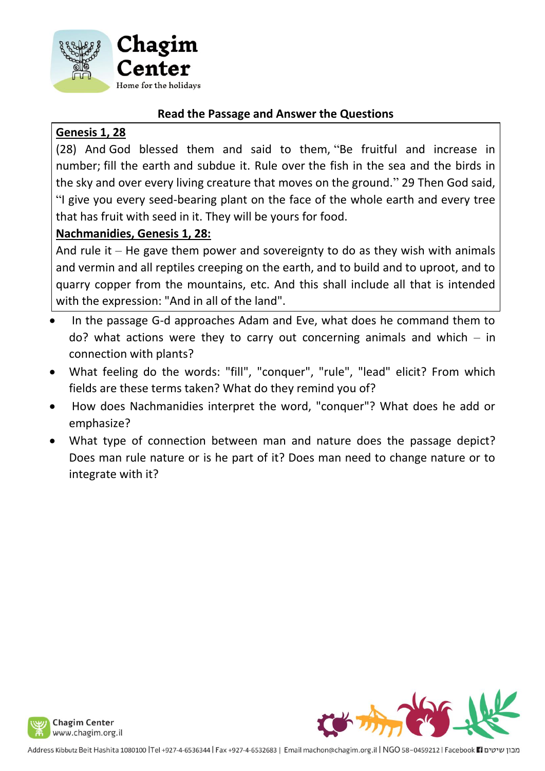**Read the Passage and Answer the Questions**

**Genesis 1, 28**

(28) And God blessed them and said to them, "Be fruitful and increase in number; fill the earth and subdue it. Rule over the fish in the sea and the birds in the sky and over every living creature that moves on the ground." 29 Then God said, "I give you every seed-bearing plant on the face of the whole earth and every tree that has fruit with seed in it. They will be yours for food.

**Nachmanidies, Genesis 1, 28:**

And rule it – He gave them power and sovereignty to do as they wish with animals and vermin and all reptiles creeping on the earth, and to build and to uproot, and to quarry copper from the mountains, etc. And this shall include all that is intended with the expression: "And in all of the land".

- In the passage G-d approaches Adam and Eve, what does he command them to do? what actions were they to carry out concerning animals and which – in connection with plants?
- What feeling do the words: "fill", "conquer", "rule", "lead" elicit? From which fields are these terms taken? What do they remind you of?
- How does Nachmanidies interpret the word, "conquer"? What does he add or emphasize?
- What type of connection between man and nature does the passage depict? Does man rule nature or is he part of it? Does man need to change nature or to integrate with it?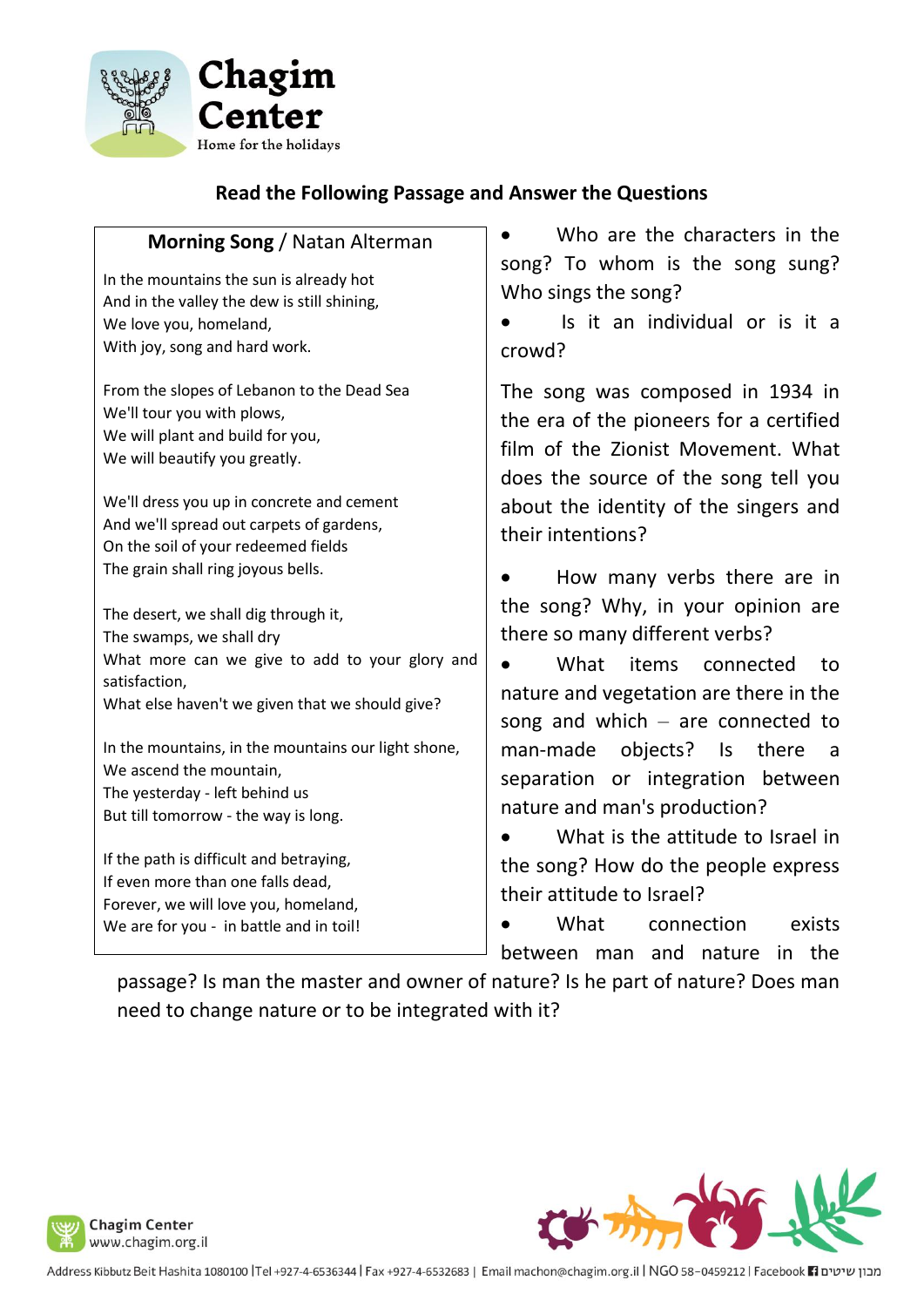## Read the Following Passage and Answer the Questions

### **Morning Song** / Natan Alterman

In the mountains the sun is already hot
And in the valley the dew is still shining,
We love you, homeland,
With joy, song and hard work.

From the slopes of Lebanon to the Dead Sea
We'll tour you with plows,
We will plant and build for you,
We will beautify you greatly.

We'll dress you up in concrete and cement
And we'll spread out carpets of gardens,
On the soil of your redeemed fields
The grain shall ring joyous bells.

The desert, we shall dig through it,
The swamps, we shall dry
What more can we give to add to your glory and satisfaction,
What else haven't we given that we should give?

In the mountains, in the mountains our light shone,
We ascend the mountain,
The yesterday - left behind us
But till tomorrow - the way is long.

If the path is difficult and betraying,
If even more than one falls dead,
Forever, we will love you, homeland,
We are for you - in battle and in toil!

- Who are the characters in the song? To whom is the song sung? Who sings the song?
- Is it an individual or is it a crowd?

The song was composed in 1934 in the era of the pioneers for a certified film of the Zionist Movement. What does the source of the song tell you about the identity of the singers and their intentions?

- How many verbs there are in the song? Why, in your opinion are there so many different verbs?
- What items connected to nature and vegetation are there in the song and which – are connected to man-made objects? Is there a separation or integration between nature and man's production?
- What is the attitude to Israel in the song? How do the people express their attitude to Israel?
- What connection exists between man and nature in the passage? Is man the master and owner of nature? Is he part of nature? Does man need to change nature or to be integrated with it?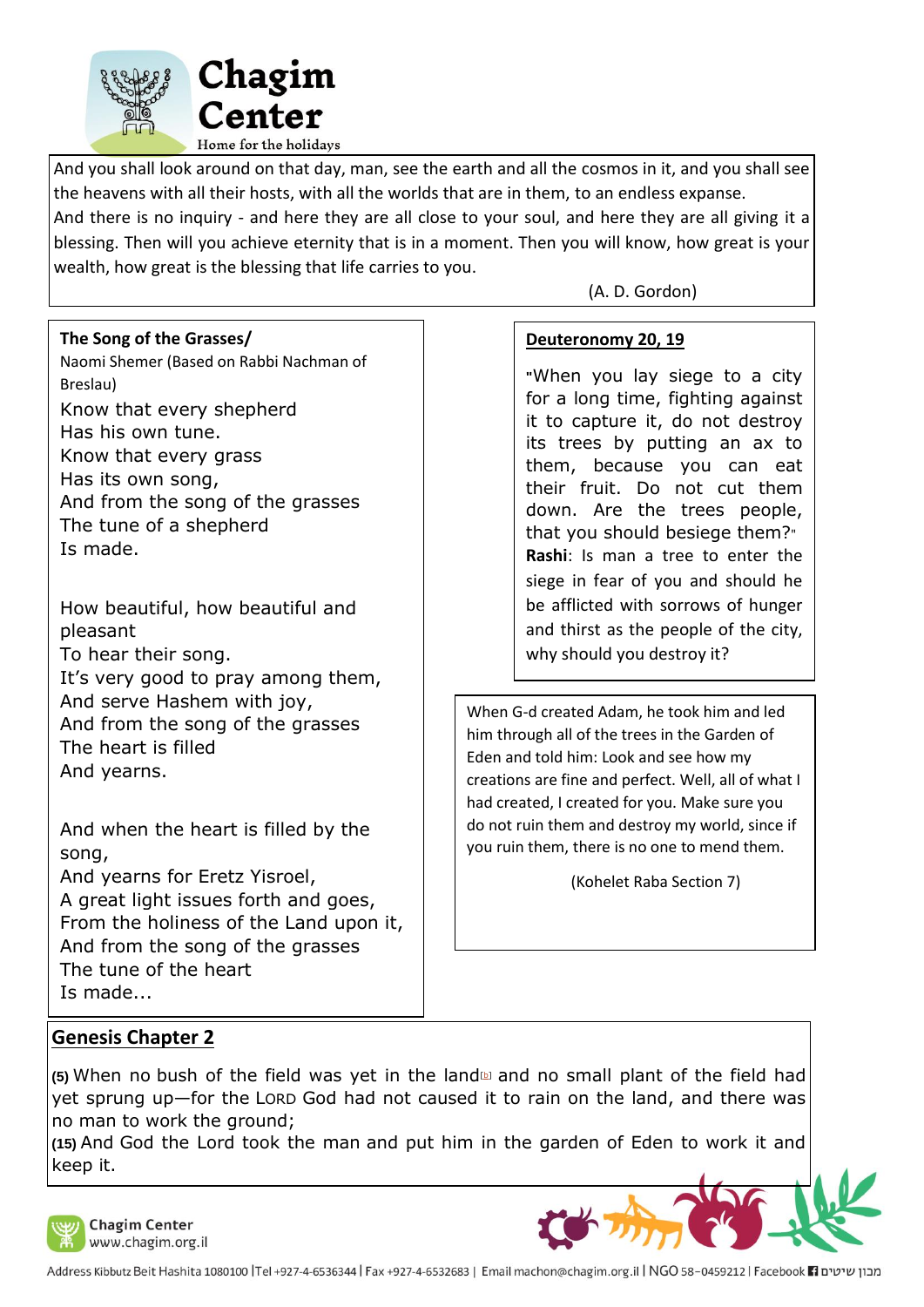And you shall look around on that day, man, see the earth and all the cosmos in it, and you shall see the heavens with all their hosts, with all the worlds that are in them, to an endless expanse.
And there is no inquiry - and here they are all close to your soul, and here they are all giving it a blessing. Then will you achieve eternity that is in a moment. Then you will know, how great is your wealth, how great is the blessing that life carries to you.

(A. D. Gordon)

**The Song of the Grasses/**
Naomi Shemer (Based on Rabbi Nachman of Breslau)

Know that every shepherd
Has his own tune.
Know that every grass
Has its own song,
And from the song of the grasses
The tune of a shepherd
Is made.

How beautiful, how beautiful and pleasant
To hear their song.
It's very good to pray among them,
And serve Hashem with joy,
And from the song of the grasses
The heart is filled
And yearns.

And when the heart is filled by the song,
And yearns for Eretz Yisroel,
A great light issues forth and goes,
From the holiness of the Land upon it,
And from the song of the grasses
The tune of the heart
Is made...

**Deuteronomy 20, 19**

"When you lay siege to a city for a long time, fighting against it to capture it, do not destroy its trees by putting an ax to them, because you can eat their fruit. Do not cut them down. Are the trees people, that you should besiege them?"
**Rashi**: Is man a tree to enter the siege in fear of you and should he be afflicted with sorrows of hunger and thirst as the people of the city, why should you destroy it?

When G-d created Adam, he took him and led him through all of the trees in the Garden of Eden and told him: Look and see how my creations are fine and perfect. Well, all of what I had created, I created for you. Make sure you do not ruin them and destroy my world, since if you ruin them, there is no one to mend them.

(Kohelet Raba Section 7)

**Genesis Chapter 2**

**(5)** When no bush of the field was yet in the land and no small plant of the field had yet sprung up—for the LORD God had not caused it to rain on the land, and there was no man to work the ground;
**(15)** And God the Lord took the man and put him in the garden of Eden to work it and keep it.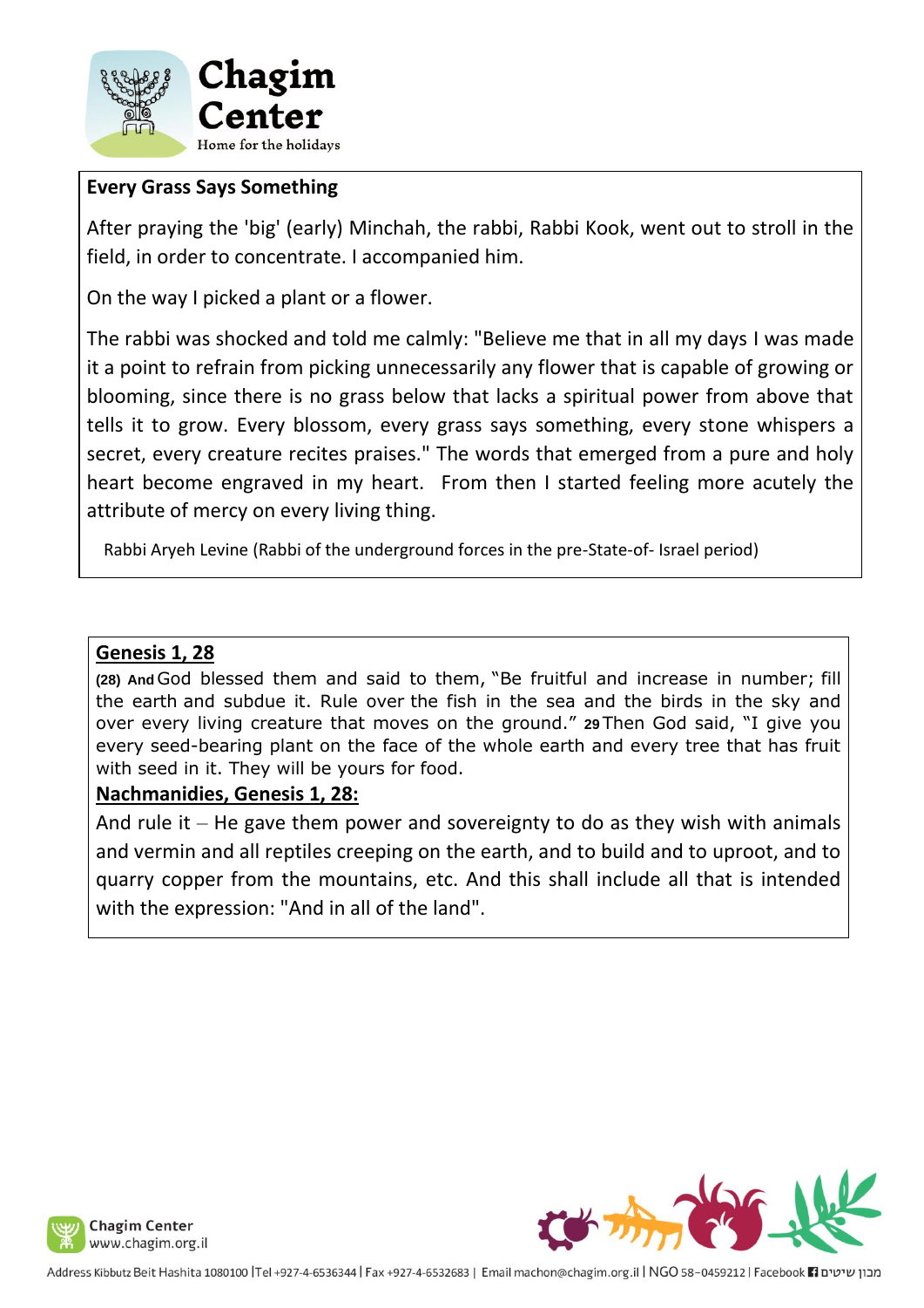## Every Grass Says Something

After praying the 'big' (early) Minchah, the rabbi, Rabbi Kook, went out to stroll in the field, in order to concentrate. I accompanied him.

On the way I picked a plant or a flower.

The rabbi was shocked and told me calmly: "Believe me that in all my days I was made it a point to refrain from picking unnecessarily any flower that is capable of growing or blooming, since there is no grass below that lacks a spiritual power from above that tells it to grow. Every blossom, every grass says something, every stone whispers a secret, every creature recites praises." The words that emerged from a pure and holy heart become engraved in my heart. From then I started feeling more acutely the attribute of mercy on every living thing.

Rabbi Aryeh Levine (Rabbi of the underground forces in the pre-State-of- Israel period)

## Genesis 1, 28

**(28) And** God blessed them and said to them, "Be fruitful and increase in number; fill the earth and subdue it. Rule over the fish in the sea and the birds in the sky and over every living creature that moves on the ground." **29** Then God said, "I give you every seed-bearing plant on the face of the whole earth and every tree that has fruit with seed in it. They will be yours for food.

## Nachmanidies, Genesis 1, 28:

And rule it – He gave them power and sovereignty to do as they wish with animals and vermin and all reptiles creeping on the earth, and to build and to uproot, and to quarry copper from the mountains, etc. And this shall include all that is intended with the expression: "And in all of the land".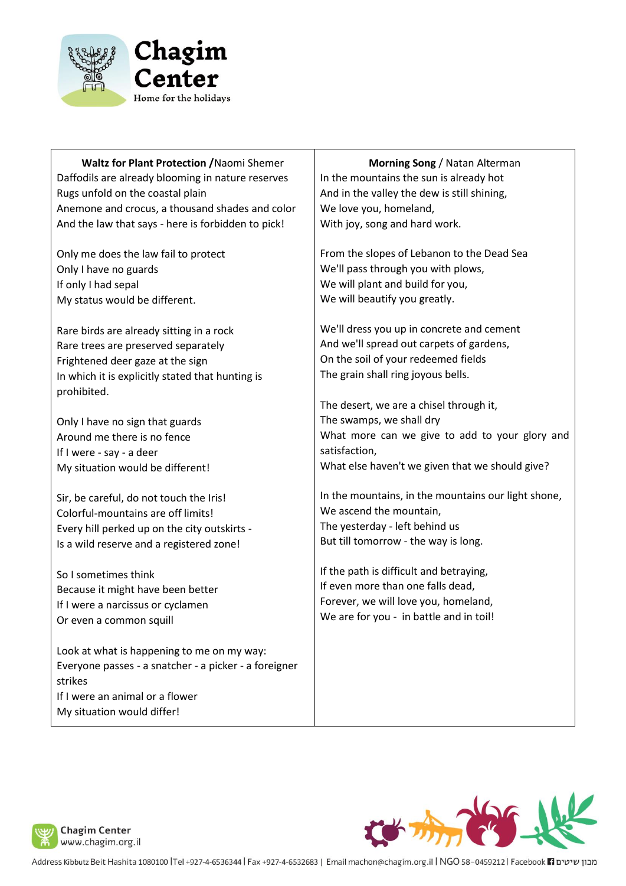**Waltz for Plant Protection /**Naomi Shemer
Daffodils are already blooming in nature reserves
Rugs unfold on the coastal plain
Anemone and crocus, a thousand shades and color
And the law that says - here is forbidden to pick!

Only me does the law fail to protect
Only I have no guards
If only I had sepal
My status would be different.

Rare birds are already sitting in a rock
Rare trees are preserved separately
Frightened deer gaze at the sign
In which it is explicitly stated that hunting is prohibited.

Only I have no sign that guards
Around me there is no fence
If I were - say - a deer
My situation would be different!

Sir, be careful, do not touch the Iris!
Colorful-mountains are off limits!
Every hill perked up on the city outskirts -
Is a wild reserve and a registered zone!

So I sometimes think
Because it might have been better
If I were a narcissus or cyclamen
Or even a common squill

Look at what is happening to me on my way:
Everyone passes - a snatcher - a picker - a foreigner strikes
If I were an animal or a flower
My situation would differ!

**Morning Song** / Natan Alterman
In the mountains the sun is already hot
And in the valley the dew is still shining,
We love you, homeland,
With joy, song and hard work.

From the slopes of Lebanon to the Dead Sea
We'll pass through you with plows,
We will plant and build for you,
We will beautify you greatly.

We'll dress you up in concrete and cement
And we'll spread out carpets of gardens,
On the soil of your redeemed fields
The grain shall ring joyous bells.

The desert, we are a chisel through it,
The swamps, we shall dry
What more can we give to add to your glory and satisfaction,
What else haven't we given that we should give?

In the mountains, in the mountains our light shone,
We ascend the mountain,
The yesterday - left behind us
But till tomorrow - the way is long.

If the path is difficult and betraying,
If even more than one falls dead,
Forever, we will love you, homeland,
We are for you - in battle and in toil!